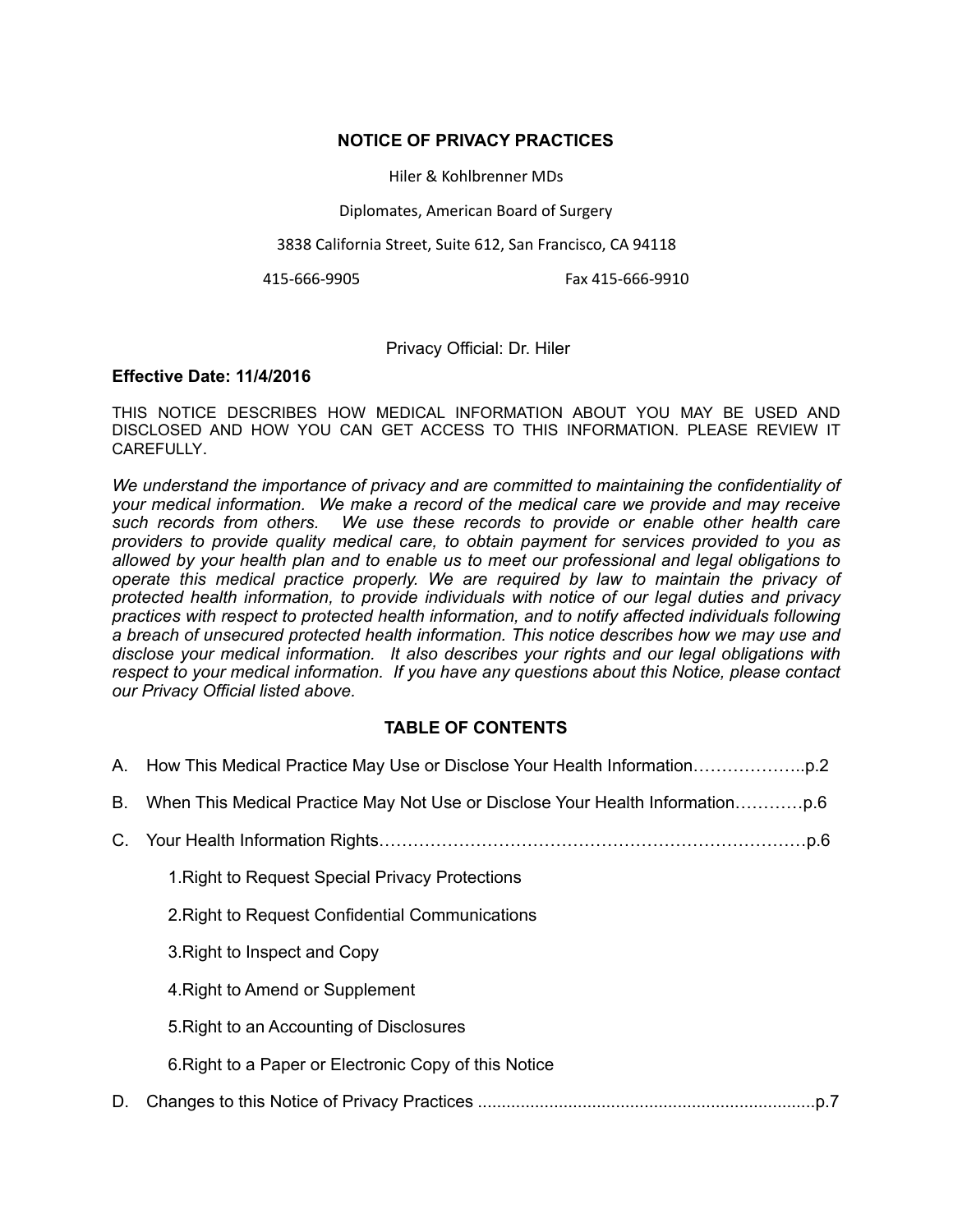# NOTICE OF PRIVACY PRACTICES

Hiler & Kohlbrenner MDs

Diplomates, American Board of Surgery

3838 California Street, Suite 612, San Francisco, CA 94118

415-666-9905 Fax 415-666-9910

Privacy Official: Dr. Hiler

**Effective Date: 11/4/2016**

THIS NOTICE DESCRIBES HOW MEDICAL INFORMATION ABOUT YOU MAY BE USED AND DISCLOSED AND HOW YOU CAN GET ACCESS TO THIS INFORMATION. PLEASE REVIEW IT CAREFULLY.

*We understand the importance of privacy and are committed to maintaining the confidentiality of your medical information. We make a record of the medical care we provide and may receive such records from others. We use these records to provide or enable other health care providers to provide quality medical care, to obtain payment for services provided to you as allowed by your health plan and to enable us to meet our professional and legal obligations to operate this medical practice properly. We are required by law to maintain the privacy of protected health information, to provide individuals with notice of our legal duties and privacy practices with respect to protected health information, and to notify affected individuals following a breach of unsecured protected health information. This notice describes how we may use and disclose your medical information. It also describes your rights and our legal obligations with respect to your medical information. If you have any questions about this Notice, please contact our Privacy Official listed above.*

## TABLE OF CONTENTS

A. How This Medical Practice May Use or Disclose Your Health Information………………..p.2

B. When This Medical Practice May Not Use or Disclose Your Health Information…………p.6

C. Your Health Information Rights………………………………………………………………p.6

1. Right to Request Special Privacy Protections
2. Right to Request Confidential Communications
3. Right to Inspect and Copy
4. Right to Amend or Supplement
5. Right to an Accounting of Disclosures
6. Right to a Paper or Electronic Copy of this Notice

D. Changes to this Notice of Privacy Practices .......................................................................p.7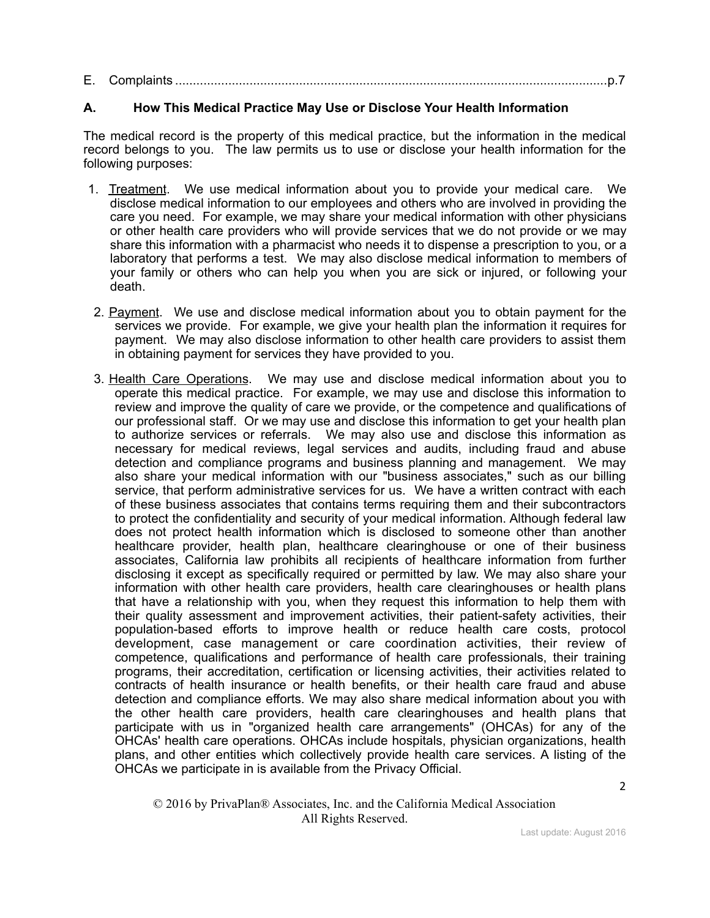E. Complaints ........................................................................................................................p.7

## A. How This Medical Practice May Use or Disclose Your Health Information

The medical record is the property of this medical practice, but the information in the medical record belongs to you. The law permits us to use or disclose your health information for the following purposes:

1. Treatment. We use medical information about you to provide your medical care. We disclose medical information to our employees and others who are involved in providing the care you need. For example, we may share your medical information with other physicians or other health care providers who will provide services that we do not provide or we may share this information with a pharmacist who needs it to dispense a prescription to you, or a laboratory that performs a test. We may also disclose medical information to members of your family or others who can help you when you are sick or injured, or following your death.

2. Payment. We use and disclose medical information about you to obtain payment for the services we provide. For example, we give your health plan the information it requires for payment. We may also disclose information to other health care providers to assist them in obtaining payment for services they have provided to you.

3. Health Care Operations. We may use and disclose medical information about you to operate this medical practice. For example, we may use and disclose this information to review and improve the quality of care we provide, or the competence and qualifications of our professional staff. Or we may use and disclose this information to get your health plan to authorize services or referrals. We may also use and disclose this information as necessary for medical reviews, legal services and audits, including fraud and abuse detection and compliance programs and business planning and management. We may also share your medical information with our "business associates," such as our billing service, that perform administrative services for us. We have a written contract with each of these business associates that contains terms requiring them and their subcontractors to protect the confidentiality and security of your medical information. Although federal law does not protect health information which is disclosed to someone other than another healthcare provider, health plan, healthcare clearinghouse or one of their business associates, California law prohibits all recipients of healthcare information from further disclosing it except as specifically required or permitted by law. We may also share your information with other health care providers, health care clearinghouses or health plans that have a relationship with you, when they request this information to help them with their quality assessment and improvement activities, their patient-safety activities, their population-based efforts to improve health or reduce health care costs, protocol development, case management or care coordination activities, their review of competence, qualifications and performance of health care professionals, their training programs, their accreditation, certification or licensing activities, their activities related to contracts of health insurance or health benefits, or their health care fraud and abuse detection and compliance efforts. We may also share medical information about you with the other health care providers, health care clearinghouses and health plans that participate with us in "organized health care arrangements" (OHCAs) for any of the OHCAs' health care operations. OHCAs include hospitals, physician organizations, health plans, and other entities which collectively provide health care services. A listing of the OHCAs we participate in is available from the Privacy Official.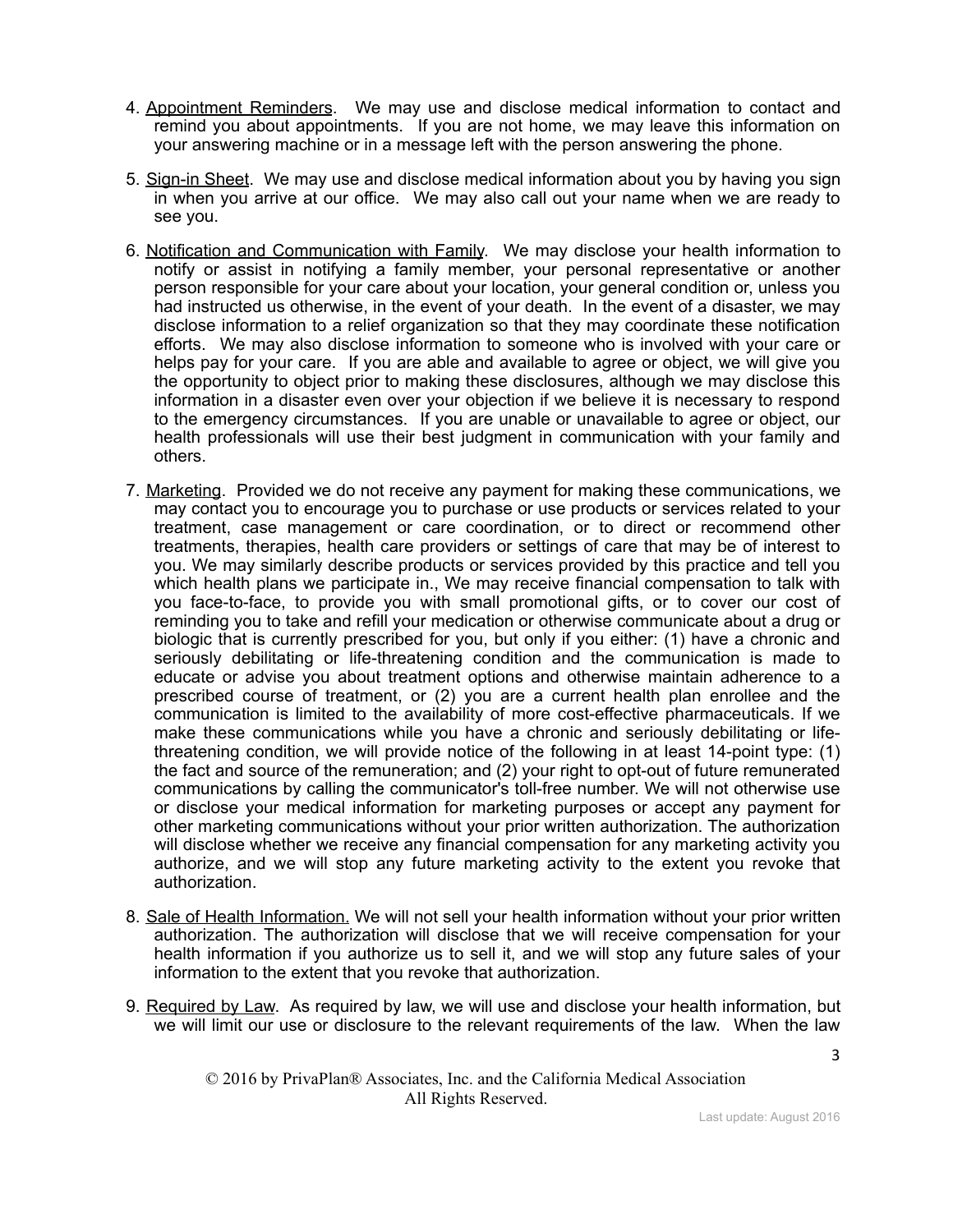4. Appointment Reminders. We may use and disclose medical information to contact and remind you about appointments. If you are not home, we may leave this information on your answering machine or in a message left with the person answering the phone.

5. Sign-in Sheet. We may use and disclose medical information about you by having you sign in when you arrive at our office. We may also call out your name when we are ready to see you.

6. Notification and Communication with Family. We may disclose your health information to notify or assist in notifying a family member, your personal representative or another person responsible for your care about your location, your general condition or, unless you had instructed us otherwise, in the event of your death. In the event of a disaster, we may disclose information to a relief organization so that they may coordinate these notification efforts. We may also disclose information to someone who is involved with your care or helps pay for your care. If you are able and available to agree or object, we will give you the opportunity to object prior to making these disclosures, although we may disclose this information in a disaster even over your objection if we believe it is necessary to respond to the emergency circumstances. If you are unable or unavailable to agree or object, our health professionals will use their best judgment in communication with your family and others.

7. Marketing. Provided we do not receive any payment for making these communications, we may contact you to encourage you to purchase or use products or services related to your treatment, case management or care coordination, or to direct or recommend other treatments, therapies, health care providers or settings of care that may be of interest to you. We may similarly describe products or services provided by this practice and tell you which health plans we participate in., We may receive financial compensation to talk with you face-to-face, to provide you with small promotional gifts, or to cover our cost of reminding you to take and refill your medication or otherwise communicate about a drug or biologic that is currently prescribed for you, but only if you either: (1) have a chronic and seriously debilitating or life-threatening condition and the communication is made to educate or advise you about treatment options and otherwise maintain adherence to a prescribed course of treatment, or (2) you are a current health plan enrollee and the communication is limited to the availability of more cost-effective pharmaceuticals. If we make these communications while you have a chronic and seriously debilitating or life-threatening condition, we will provide notice of the following in at least 14-point type: (1) the fact and source of the remuneration; and (2) your right to opt-out of future remunerated communications by calling the communicator's toll-free number. We will not otherwise use or disclose your medical information for marketing purposes or accept any payment for other marketing communications without your prior written authorization. The authorization will disclose whether we receive any financial compensation for any marketing activity you authorize, and we will stop any future marketing activity to the extent you revoke that authorization.

8. Sale of Health Information. We will not sell your health information without your prior written authorization. The authorization will disclose that we will receive compensation for your health information if you authorize us to sell it, and we will stop any future sales of your information to the extent that you revoke that authorization.

9. Required by Law. As required by law, we will use and disclose your health information, but we will limit our use or disclosure to the relevant requirements of the law. When the law

© 2016 by PrivaPlan® Associates, Inc. and the California Medical Association
All Rights Reserved.

Last update: August 2016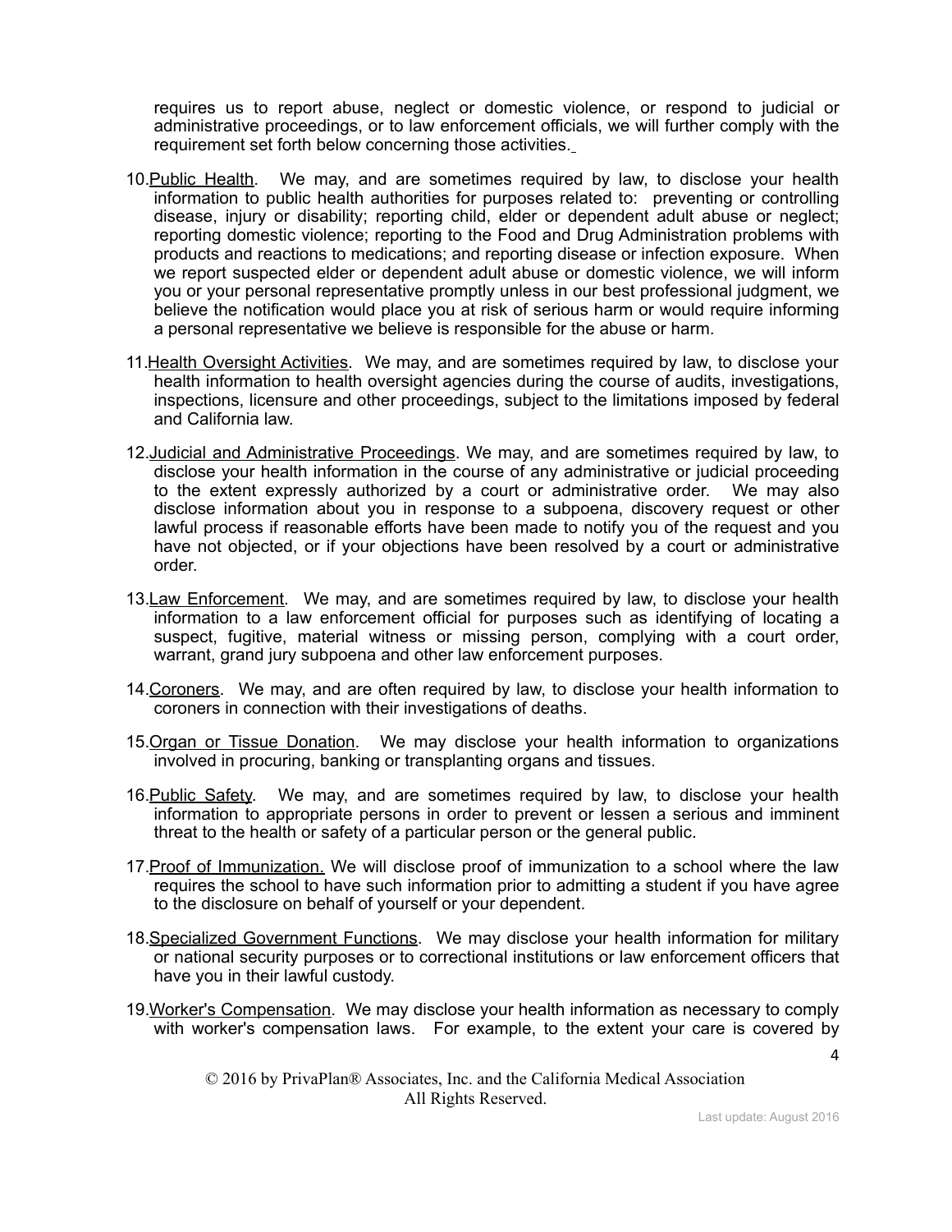requires us to report abuse, neglect or domestic violence, or respond to judicial or administrative proceedings, or to law enforcement officials, we will further comply with the requirement set forth below concerning those activities.

10. Public Health. We may, and are sometimes required by law, to disclose your health information to public health authorities for purposes related to: preventing or controlling disease, injury or disability; reporting child, elder or dependent adult abuse or neglect; reporting domestic violence; reporting to the Food and Drug Administration problems with products and reactions to medications; and reporting disease or infection exposure. When we report suspected elder or dependent adult abuse or domestic violence, we will inform you or your personal representative promptly unless in our best professional judgment, we believe the notification would place you at risk of serious harm or would require informing a personal representative we believe is responsible for the abuse or harm.

11. Health Oversight Activities. We may, and are sometimes required by law, to disclose your health information to health oversight agencies during the course of audits, investigations, inspections, licensure and other proceedings, subject to the limitations imposed by federal and California law.

12. Judicial and Administrative Proceedings. We may, and are sometimes required by law, to disclose your health information in the course of any administrative or judicial proceeding to the extent expressly authorized by a court or administrative order. We may also disclose information about you in response to a subpoena, discovery request or other lawful process if reasonable efforts have been made to notify you of the request and you have not objected, or if your objections have been resolved by a court or administrative order.

13. Law Enforcement. We may, and are sometimes required by law, to disclose your health information to a law enforcement official for purposes such as identifying of locating a suspect, fugitive, material witness or missing person, complying with a court order, warrant, grand jury subpoena and other law enforcement purposes.

14. Coroners. We may, and are often required by law, to disclose your health information to coroners in connection with their investigations of deaths.

15. Organ or Tissue Donation. We may disclose your health information to organizations involved in procuring, banking or transplanting organs and tissues.

16. Public Safety. We may, and are sometimes required by law, to disclose your health information to appropriate persons in order to prevent or lessen a serious and imminent threat to the health or safety of a particular person or the general public.

17. Proof of Immunization. We will disclose proof of immunization to a school where the law requires the school to have such information prior to admitting a student if you have agree to the disclosure on behalf of yourself or your dependent.

18. Specialized Government Functions. We may disclose your health information for military or national security purposes or to correctional institutions or law enforcement officers that have you in their lawful custody.

19. Worker's Compensation. We may disclose your health information as necessary to comply with worker's compensation laws. For example, to the extent your care is covered by

© 2016 by PrivaPlan® Associates, Inc. and the California Medical Association
All Rights Reserved.

Last update: August 2016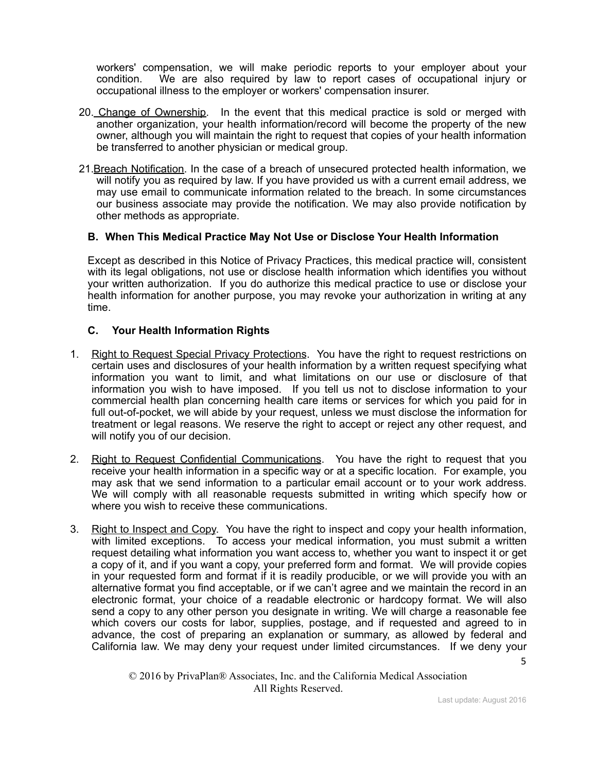workers' compensation, we will make periodic reports to your employer about your condition. We are also required by law to report cases of occupational injury or occupational illness to the employer or workers' compensation insurer.

20. Change of Ownership. In the event that this medical practice is sold or merged with another organization, your health information/record will become the property of the new owner, although you will maintain the right to request that copies of your health information be transferred to another physician or medical group.

21. Breach Notification. In the case of a breach of unsecured protected health information, we will notify you as required by law. If you have provided us with a current email address, we may use email to communicate information related to the breach. In some circumstances our business associate may provide the notification. We may also provide notification by other methods as appropriate.

### B. When This Medical Practice May Not Use or Disclose Your Health Information

Except as described in this Notice of Privacy Practices, this medical practice will, consistent with its legal obligations, not use or disclose health information which identifies you without your written authorization. If you do authorize this medical practice to use or disclose your health information for another purpose, you may revoke your authorization in writing at any time.

### C. Your Health Information Rights

1. Right to Request Special Privacy Protections. You have the right to request restrictions on certain uses and disclosures of your health information by a written request specifying what information you want to limit, and what limitations on our use or disclosure of that information you wish to have imposed. If you tell us not to disclose information to your commercial health plan concerning health care items or services for which you paid for in full out-of-pocket, we will abide by your request, unless we must disclose the information for treatment or legal reasons. We reserve the right to accept or reject any other request, and will notify you of our decision.

2. Right to Request Confidential Communications. You have the right to request that you receive your health information in a specific way or at a specific location. For example, you may ask that we send information to a particular email account or to your work address. We will comply with all reasonable requests submitted in writing which specify how or where you wish to receive these communications.

3. Right to Inspect and Copy. You have the right to inspect and copy your health information, with limited exceptions. To access your medical information, you must submit a written request detailing what information you want access to, whether you want to inspect it or get a copy of it, and if you want a copy, your preferred form and format. We will provide copies in your requested form and format if it is readily producible, or we will provide you with an alternative format you find acceptable, or if we can't agree and we maintain the record in an electronic format, your choice of a readable electronic or hardcopy format. We will also send a copy to any other person you designate in writing. We will charge a reasonable fee which covers our costs for labor, supplies, postage, and if requested and agreed to in advance, the cost of preparing an explanation or summary, as allowed by federal and California law. We may deny your request under limited circumstances. If we deny your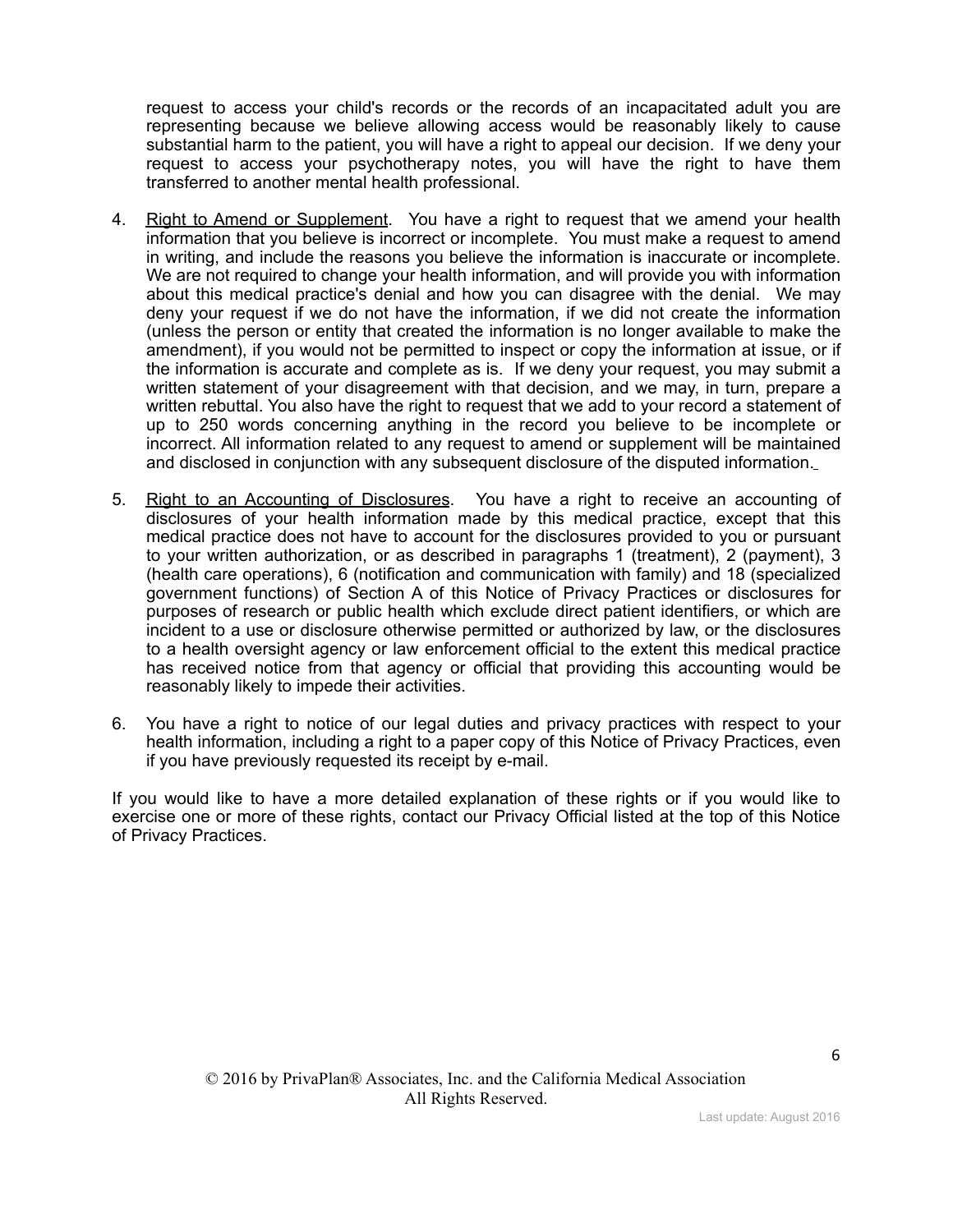request to access your child's records or the records of an incapacitated adult you are representing because we believe allowing access would be reasonably likely to cause substantial harm to the patient, you will have a right to appeal our decision. If we deny your request to access your psychotherapy notes, you will have the right to have them transferred to another mental health professional.

4. Right to Amend or Supplement. You have a right to request that we amend your health information that you believe is incorrect or incomplete. You must make a request to amend in writing, and include the reasons you believe the information is inaccurate or incomplete. We are not required to change your health information, and will provide you with information about this medical practice's denial and how you can disagree with the denial. We may deny your request if we do not have the information, if we did not create the information (unless the person or entity that created the information is no longer available to make the amendment), if you would not be permitted to inspect or copy the information at issue, or if the information is accurate and complete as is. If we deny your request, you may submit a written statement of your disagreement with that decision, and we may, in turn, prepare a written rebuttal. You also have the right to request that we add to your record a statement of up to 250 words concerning anything in the record you believe to be incomplete or incorrect. All information related to any request to amend or supplement will be maintained and disclosed in conjunction with any subsequent disclosure of the disputed information.

5. Right to an Accounting of Disclosures. You have a right to receive an accounting of disclosures of your health information made by this medical practice, except that this medical practice does not have to account for the disclosures provided to you or pursuant to your written authorization, or as described in paragraphs 1 (treatment), 2 (payment), 3 (health care operations), 6 (notification and communication with family) and 18 (specialized government functions) of Section A of this Notice of Privacy Practices or disclosures for purposes of research or public health which exclude direct patient identifiers, or which are incident to a use or disclosure otherwise permitted or authorized by law, or the disclosures to a health oversight agency or law enforcement official to the extent this medical practice has received notice from that agency or official that providing this accounting would be reasonably likely to impede their activities.

6. You have a right to notice of our legal duties and privacy practices with respect to your health information, including a right to a paper copy of this Notice of Privacy Practices, even if you have previously requested its receipt by e-mail.

If you would like to have a more detailed explanation of these rights or if you would like to exercise one or more of these rights, contact our Privacy Official listed at the top of this Notice of Privacy Practices.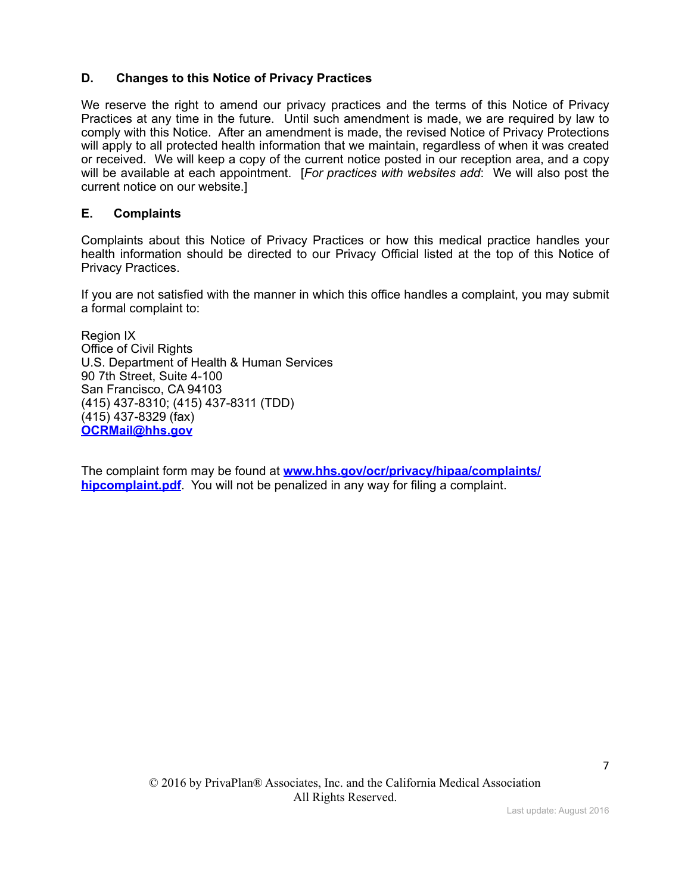## D. Changes to this Notice of Privacy Practices

We reserve the right to amend our privacy practices and the terms of this Notice of Privacy Practices at any time in the future. Until such amendment is made, we are required by law to comply with this Notice. After an amendment is made, the revised Notice of Privacy Protections will apply to all protected health information that we maintain, regardless of when it was created or received. We will keep a copy of the current notice posted in our reception area, and a copy will be available at each appointment. [*For practices with websites add*: We will also post the current notice on our website.]

## E. Complaints

Complaints about this Notice of Privacy Practices or how this medical practice handles your health information should be directed to our Privacy Official listed at the top of this Notice of Privacy Practices.

If you are not satisfied with the manner in which this office handles a complaint, you may submit a formal complaint to:

Region IX
Office of Civil Rights
U.S. Department of Health & Human Services
90 7th Street, Suite 4-100
San Francisco, CA 94103
(415) 437-8310; (415) 437-8311 (TDD)
(415) 437-8329 (fax)
**OCRMail@hhs.gov**

The complaint form may be found at **www.hhs.gov/ocr/privacy/hipaa/complaints/hipcomplaint.pdf**. You will not be penalized in any way for filing a complaint.

© 2016 by PrivaPlan® Associates, Inc. and the California Medical Association
All Rights Reserved.

Last update: August 2016